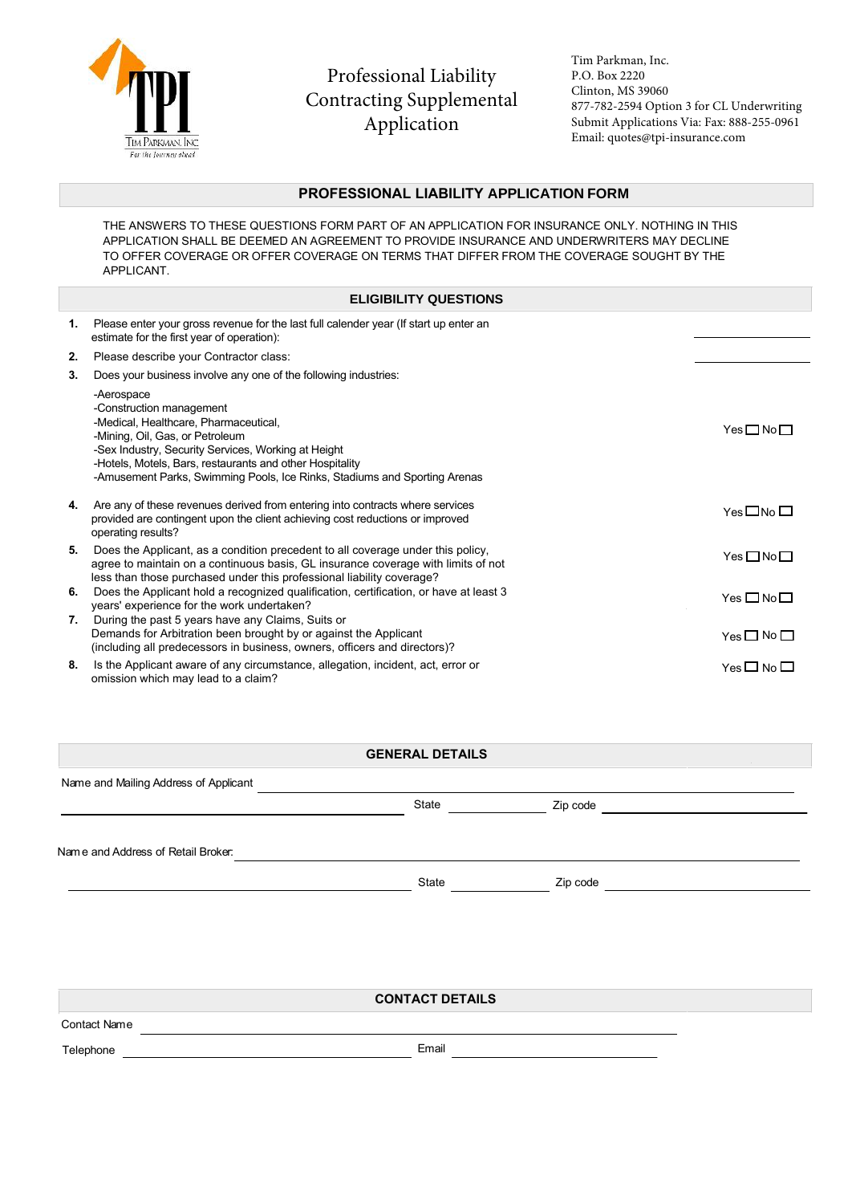TPI
Tim Parkman, Inc
For the journey ahead

# Professional Liability Contracting Supplemental Application

Tim Parkman, Inc.
P.O. Box 2220
Clinton, MS 39060
877-782-2594 Option 3 for CL Underwriting
Submit Applications Via: Fax: 888-255-0961
Email: quotes@tpi-insurance.com

## PROFESSIONAL LIABILITY APPLICATION FORM

THE ANSWERS TO THESE QUESTIONS FORM PART OF AN APPLICATION FOR INSURANCE ONLY. NOTHING IN THIS APPLICATION SHALL BE DEEMED AN AGREEMENT TO PROVIDE INSURANCE AND UNDERWRITERS MAY DECLINE TO OFFER COVERAGE OR OFFER COVERAGE ON TERMS THAT DIFFER FROM THE COVERAGE SOUGHT BY THE APPLICANT.

### ELIGIBILITY QUESTIONS

1. Please enter your gross revenue for the last full calender year (If start up enter an estimate for the first year of operation): ______________

2. Please describe your Contractor class: ______________

3. Does your business involve any one of the following industries:
   - -Aerospace
   - -Construction management
   - -Medical, Healthcare, Pharmaceutical,
   - -Mining, Oil, Gas, or Petroleum
   - -Sex Industry, Security Services, Working at Height
   - -Hotels, Motels, Bars, restaurants and other Hospitality
   - -Amusement Parks, Swimming Pools, Ice Rinks, Stadiums and Sporting Arenas

   Yes ☐ No ☐

4. Are any of these revenues derived from entering into contracts where services provided are contingent upon the client achieving cost reductions or improved operating results? Yes ☐ No ☐

5. Does the Applicant, as a condition precedent to all coverage under this policy, agree to maintain on a continuous basis, GL insurance coverage with limits of not less than those purchased under this professional liability coverage? Yes ☐ No ☐

6. Does the Applicant hold a recognized qualification, certification, or have at least 3 years' experience for the work undertaken? Yes ☐ No ☐

7. During the past 5 years have any Claims, Suits or Demands for Arbitration been brought by or against the Applicant (including all predecessors in business, owners, officers and directors)? Yes ☐ No ☐

8. Is the Applicant aware of any circumstance, allegation, incident, act, error or omission which may lead to a claim? Yes ☐ No ☐

### GENERAL DETAILS

Name and Mailing Address of Applicant ______________________________

______________________________ State ______________ Zip code ______________

Name and Address of Retail Broker: ______________________________

______________________________ State ______________ Zip code ______________

### CONTACT DETAILS

Contact Name ______________________________

Telephone ______________________________ Email ______________________________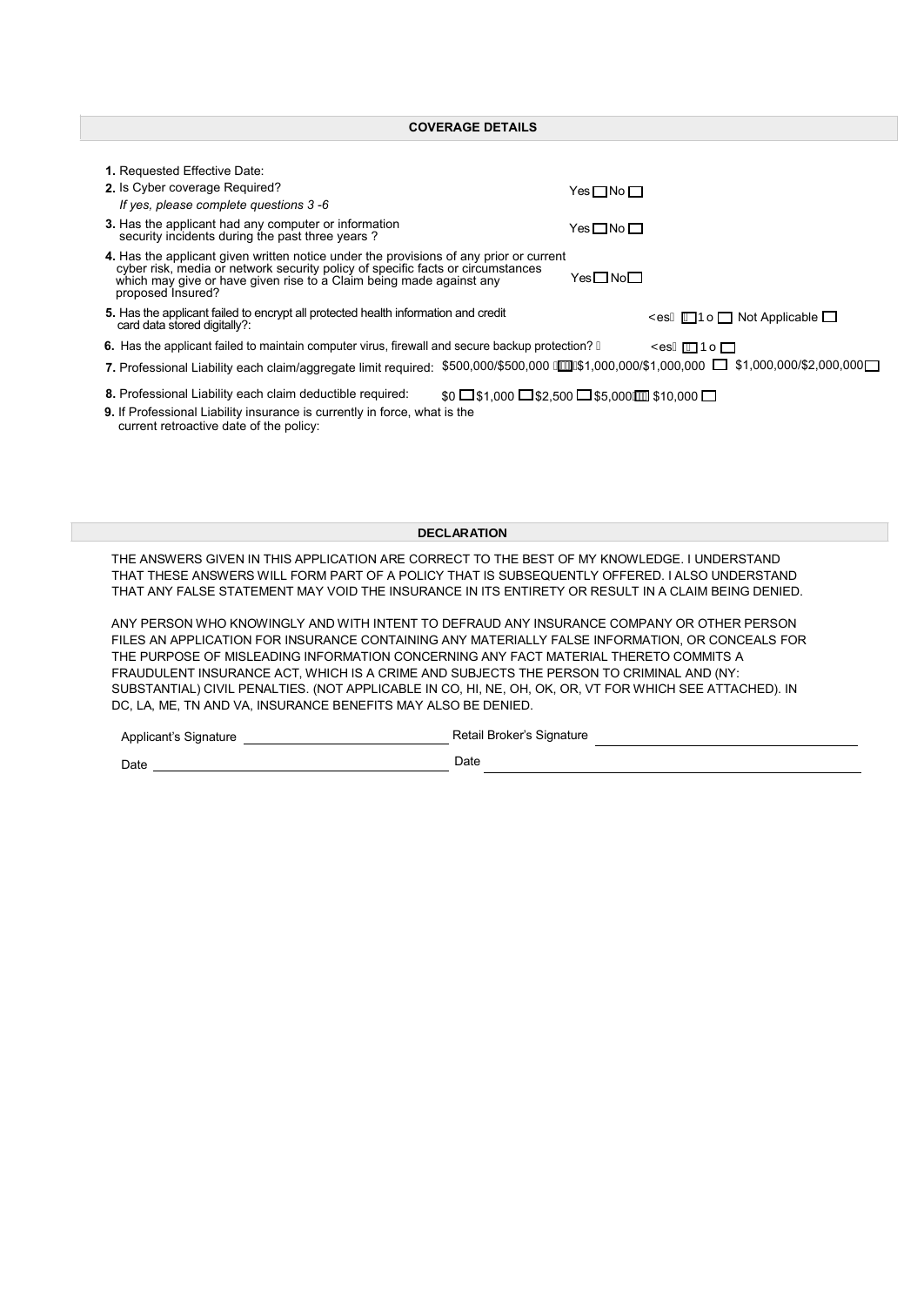## COVERAGE DETAILS

1. Requested Effective Date:
2. Is Cyber coverage Required? Yes ☐ No ☐
   *If yes, please complete questions 3 -6*
3. Has the applicant had any computer or information security incidents during the past three years ? Yes ☐ No ☐
4. Has the applicant given written notice under the provisions of any prior or current cyber risk, media or network security policy of specific facts or circumstances which may give or have given rise to a Claim being made against any proposed Insured? Yes ☐ No ☐
5. Has the applicant failed to encrypt all protected health information and credit card data stored digitally?: <es ☐ 1o ☐ Not Applicable ☐
6. Has the applicant failed to maintain computer virus, firewall and secure backup protection? <es ☐ 1o ☐
7. Professional Liability each claim/aggregate limit required: $500,000/$500,000 ☐ $1,000,000/$1,000,000 ☐ $1,000,000/$2,000,000 ☐
8. Professional Liability each claim deductible required: $0 ☐ $1,000 ☐ $2,500 ☐ $5,000 ☐ $10,000 ☐
9. If Professional Liability insurance is currently in force, what is the current retroactive date of the policy:

## DECLARATION

THE ANSWERS GIVEN IN THIS APPLICATION ARE CORRECT TO THE BEST OF MY KNOWLEDGE. I UNDERSTAND THAT THESE ANSWERS WILL FORM PART OF A POLICY THAT IS SUBSEQUENTLY OFFERED. I ALSO UNDERSTAND THAT ANY FALSE STATEMENT MAY VOID THE INSURANCE IN ITS ENTIRETY OR RESULT IN A CLAIM BEING DENIED.

ANY PERSON WHO KNOWINGLY AND WITH INTENT TO DEFRAUD ANY INSURANCE COMPANY OR OTHER PERSON FILES AN APPLICATION FOR INSURANCE CONTAINING ANY MATERIALLY FALSE INFORMATION, OR CONCEALS FOR THE PURPOSE OF MISLEADING INFORMATION CONCERNING ANY FACT MATERIAL THERETO COMMITS A FRAUDULENT INSURANCE ACT, WHICH IS A CRIME AND SUBJECTS THE PERSON TO CRIMINAL AND (NY: SUBSTANTIAL) CIVIL PENALTIES. (NOT APPLICABLE IN CO, HI, NE, OH, OK, OR, VT FOR WHICH SEE ATTACHED). IN DC, LA, ME, TN AND VA, INSURANCE BENEFITS MAY ALSO BE DENIED.

Applicant's Signature ______________________ Retail Broker's Signature ______________________

Date ______________________ Date ______________________